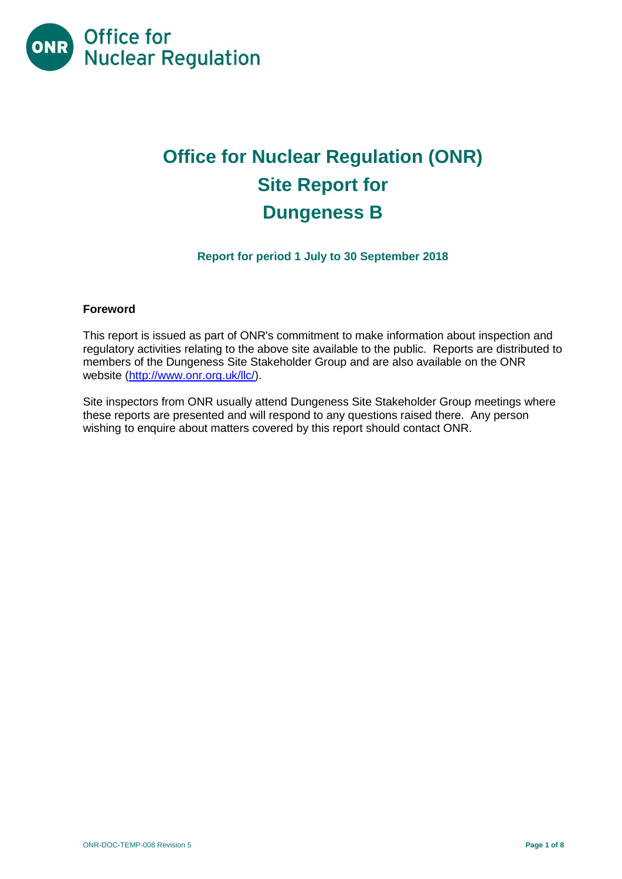# Office for Nuclear Regulation (ONR) Site Report for Dungeness B

**Report for period 1 July to 30 September 2018**

**Foreword**

This report is issued as part of ONR's commitment to make information about inspection and regulatory activities relating to the above site available to the public. Reports are distributed to members of the Dungeness Site Stakeholder Group and are also available on the ONR website (http://www.onr.org.uk/llc/).

Site inspectors from ONR usually attend Dungeness Site Stakeholder Group meetings where these reports are presented and will respond to any questions raised there. Any person wishing to enquire about matters covered by this report should contact ONR.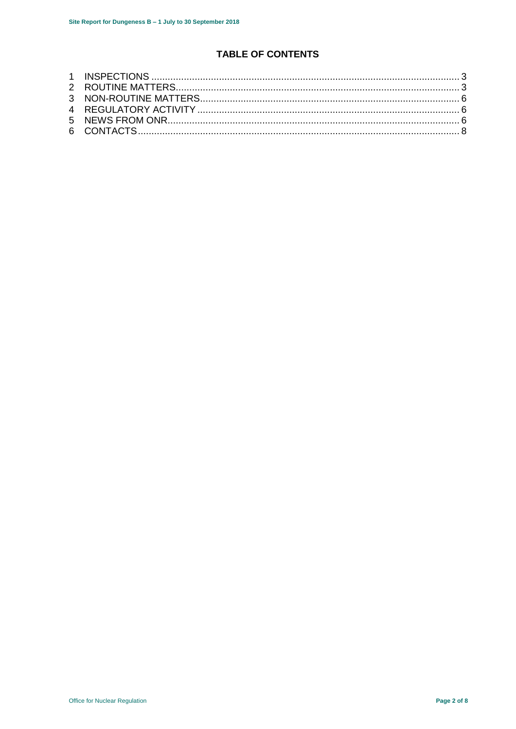## TABLE OF CONTENTS

1 INSPECTIONS .................................................................................................................. 3
2 ROUTINE MATTERS........................................................................................................ 3
3 NON-ROUTINE MATTERS............................................................................................... 6
4 REGULATORY ACTIVITY ................................................................................................ 6
5 NEWS FROM ONR........................................................................................................... 6
6 CONTACTS...................................................................................................................... 8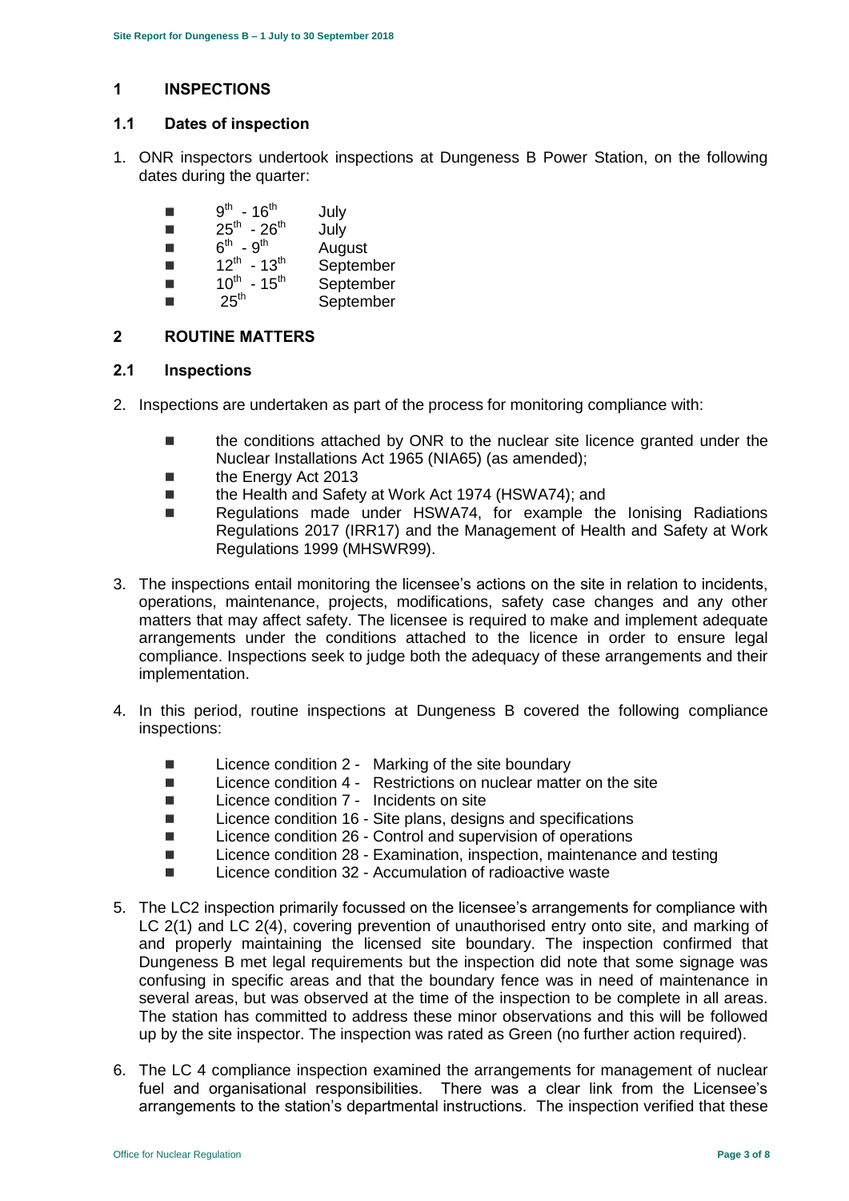## 1 INSPECTIONS

### 1.1 Dates of inspection

1. ONR inspectors undertook inspections at Dungeness B Power Station, on the following dates during the quarter:

   - 9th - 16th July
   - 25th - 26th July
   - 6th - 9th August
   - 12th - 13th September
   - 10th - 15th September
   - 25th September

## 2 ROUTINE MATTERS

### 2.1 Inspections

2. Inspections are undertaken as part of the process for monitoring compliance with:

   - the conditions attached by ONR to the nuclear site licence granted under the Nuclear Installations Act 1965 (NIA65) (as amended);
   - the Energy Act 2013
   - the Health and Safety at Work Act 1974 (HSWA74); and
   - Regulations made under HSWA74, for example the Ionising Radiations Regulations 2017 (IRR17) and the Management of Health and Safety at Work Regulations 1999 (MHSWR99).

3. The inspections entail monitoring the licensee's actions on the site in relation to incidents, operations, maintenance, projects, modifications, safety case changes and any other matters that may affect safety. The licensee is required to make and implement adequate arrangements under the conditions attached to the licence in order to ensure legal compliance. Inspections seek to judge both the adequacy of these arrangements and their implementation.

4. In this period, routine inspections at Dungeness B covered the following compliance inspections:

   - Licence condition 2 - Marking of the site boundary
   - Licence condition 4 - Restrictions on nuclear matter on the site
   - Licence condition 7 - Incidents on site
   - Licence condition 16 - Site plans, designs and specifications
   - Licence condition 26 - Control and supervision of operations
   - Licence condition 28 - Examination, inspection, maintenance and testing
   - Licence condition 32 - Accumulation of radioactive waste

5. The LC2 inspection primarily focussed on the licensee's arrangements for compliance with LC 2(1) and LC 2(4), covering prevention of unauthorised entry onto site, and marking of and properly maintaining the licensed site boundary. The inspection confirmed that Dungeness B met legal requirements but the inspection did note that some signage was confusing in specific areas and that the boundary fence was in need of maintenance in several areas, but was observed at the time of the inspection to be complete in all areas. The station has committed to address these minor observations and this will be followed up by the site inspector. The inspection was rated as Green (no further action required).

6. The LC 4 compliance inspection examined the arrangements for management of nuclear fuel and organisational responsibilities. There was a clear link from the Licensee's arrangements to the station's departmental instructions. The inspection verified that these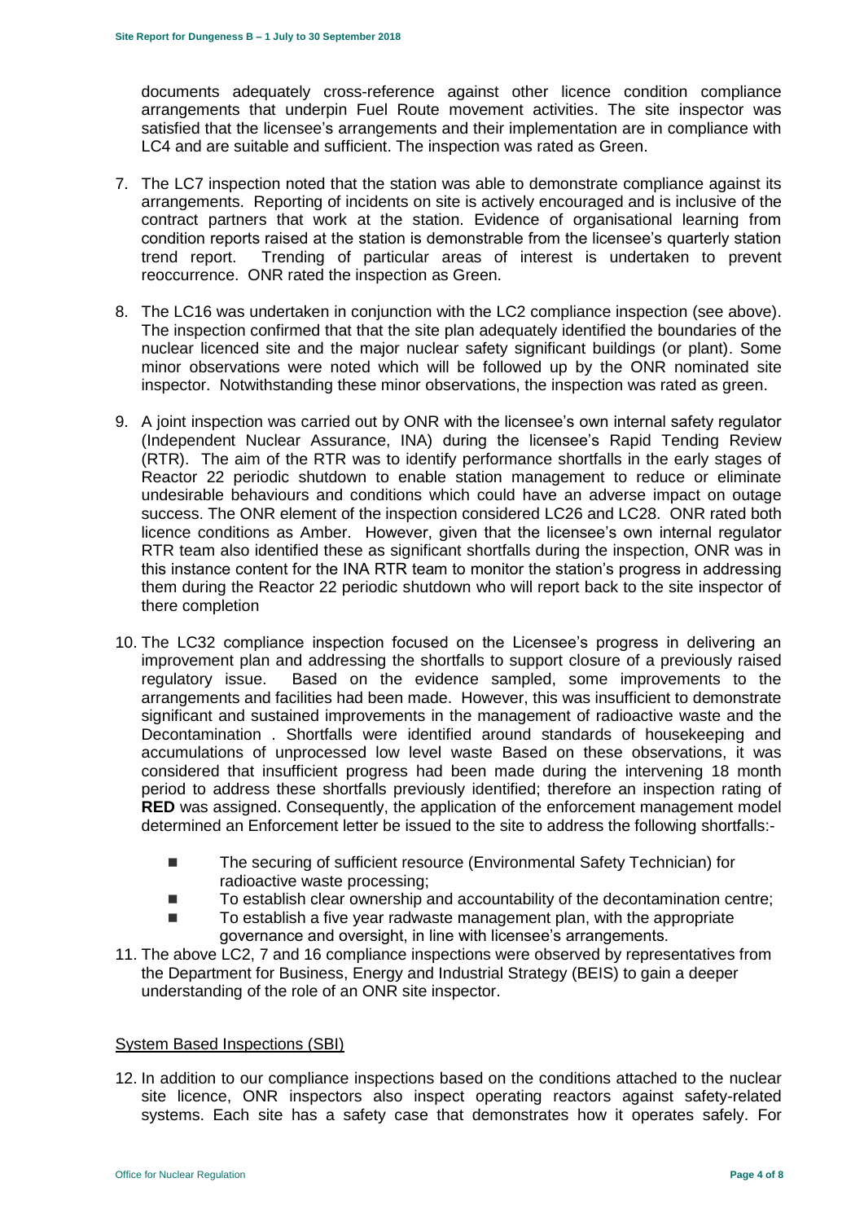documents adequately cross-reference against other licence condition compliance arrangements that underpin Fuel Route movement activities. The site inspector was satisfied that the licensee's arrangements and their implementation are in compliance with LC4 and are suitable and sufficient. The inspection was rated as Green.

7. The LC7 inspection noted that the station was able to demonstrate compliance against its arrangements. Reporting of incidents on site is actively encouraged and is inclusive of the contract partners that work at the station. Evidence of organisational learning from condition reports raised at the station is demonstrable from the licensee's quarterly station trend report. Trending of particular areas of interest is undertaken to prevent reoccurrence. ONR rated the inspection as Green.

8. The LC16 was undertaken in conjunction with the LC2 compliance inspection (see above). The inspection confirmed that that the site plan adequately identified the boundaries of the nuclear licenced site and the major nuclear safety significant buildings (or plant). Some minor observations were noted which will be followed up by the ONR nominated site inspector. Notwithstanding these minor observations, the inspection was rated as green.

9. A joint inspection was carried out by ONR with the licensee's own internal safety regulator (Independent Nuclear Assurance, INA) during the licensee's Rapid Tending Review (RTR). The aim of the RTR was to identify performance shortfalls in the early stages of Reactor 22 periodic shutdown to enable station management to reduce or eliminate undesirable behaviours and conditions which could have an adverse impact on outage success. The ONR element of the inspection considered LC26 and LC28. ONR rated both licence conditions as Amber. However, given that the licensee's own internal regulator RTR team also identified these as significant shortfalls during the inspection, ONR was in this instance content for the INA RTR team to monitor the station's progress in addressing them during the Reactor 22 periodic shutdown who will report back to the site inspector of there completion

10. The LC32 compliance inspection focused on the Licensee's progress in delivering an improvement plan and addressing the shortfalls to support closure of a previously raised regulatory issue. Based on the evidence sampled, some improvements to the arrangements and facilities had been made. However, this was insufficient to demonstrate significant and sustained improvements in the management of radioactive waste and the Decontamination . Shortfalls were identified around standards of housekeeping and accumulations of unprocessed low level waste Based on these observations, it was considered that insufficient progress had been made during the intervening 18 month period to address these shortfalls previously identified; therefore an inspection rating of **RED** was assigned. Consequently, the application of the enforcement management model determined an Enforcement letter be issued to the site to address the following shortfalls:-

    - The securing of sufficient resource (Environmental Safety Technician) for radioactive waste processing;
    - To establish clear ownership and accountability of the decontamination centre;
    - To establish a five year radwaste management plan, with the appropriate governance and oversight, in line with licensee's arrangements.

11. The above LC2, 7 and 16 compliance inspections were observed by representatives from the Department for Business, Energy and Industrial Strategy (BEIS) to gain a deeper understanding of the role of an ONR site inspector.

## System Based Inspections (SBI)

12. In addition to our compliance inspections based on the conditions attached to the nuclear site licence, ONR inspectors also inspect operating reactors against safety-related systems. Each site has a safety case that demonstrates how it operates safely. For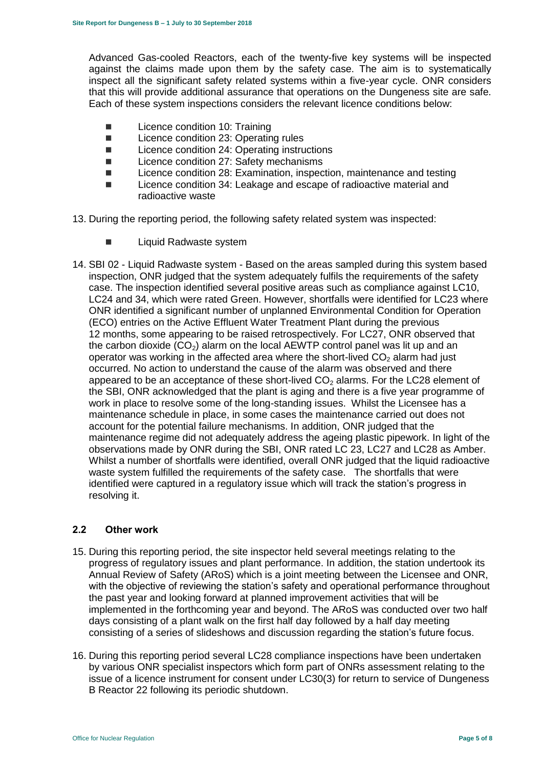Advanced Gas-cooled Reactors, each of the twenty-five key systems will be inspected against the claims made upon them by the safety case. The aim is to systematically inspect all the significant safety related systems within a five-year cycle. ONR considers that this will provide additional assurance that operations on the Dungeness site are safe. Each of these system inspections considers the relevant licence conditions below:

- Licence condition 10: Training
- Licence condition 23: Operating rules
- Licence condition 24: Operating instructions
- Licence condition 27: Safety mechanisms
- Licence condition 28: Examination, inspection, maintenance and testing
- Licence condition 34: Leakage and escape of radioactive material and radioactive waste

13. During the reporting period, the following safety related system was inspected:

    - Liquid Radwaste system

14. SBI 02 - Liquid Radwaste system - Based on the areas sampled during this system based inspection, ONR judged that the system adequately fulfils the requirements of the safety case. The inspection identified several positive areas such as compliance against LC10, LC24 and 34, which were rated Green. However, shortfalls were identified for LC23 where ONR identified a significant number of unplanned Environmental Condition for Operation (ECO) entries on the Active Effluent Water Treatment Plant during the previous 12 months, some appearing to be raised retrospectively. For LC27, ONR observed that the carbon dioxide ($CO_2$) alarm on the local AEWTP control panel was lit up and an operator was working in the affected area where the short-lived $CO_2$ alarm had just occurred. No action to understand the cause of the alarm was observed and there appeared to be an acceptance of these short-lived $CO_2$ alarms. For the LC28 element of the SBI, ONR acknowledged that the plant is aging and there is a five year programme of work in place to resolve some of the long-standing issues. Whilst the Licensee has a maintenance schedule in place, in some cases the maintenance carried out does not account for the potential failure mechanisms. In addition, ONR judged that the maintenance regime did not adequately address the ageing plastic pipework. In light of the observations made by ONR during the SBI, ONR rated LC 23, LC27 and LC28 as Amber. Whilst a number of shortfalls were identified, overall ONR judged that the liquid radioactive waste system fulfilled the requirements of the safety case. The shortfalls that were identified were captured in a regulatory issue which will track the station's progress in resolving it.

### 2.2 Other work

15. During this reporting period, the site inspector held several meetings relating to the progress of regulatory issues and plant performance. In addition, the station undertook its Annual Review of Safety (ARoS) which is a joint meeting between the Licensee and ONR, with the objective of reviewing the station's safety and operational performance throughout the past year and looking forward at planned improvement activities that will be implemented in the forthcoming year and beyond. The ARoS was conducted over two half days consisting of a plant walk on the first half day followed by a half day meeting consisting of a series of slideshows and discussion regarding the station's future focus.

16. During this reporting period several LC28 compliance inspections have been undertaken by various ONR specialist inspectors which form part of ONRs assessment relating to the issue of a licence instrument for consent under LC30(3) for return to service of Dungeness B Reactor 22 following its periodic shutdown.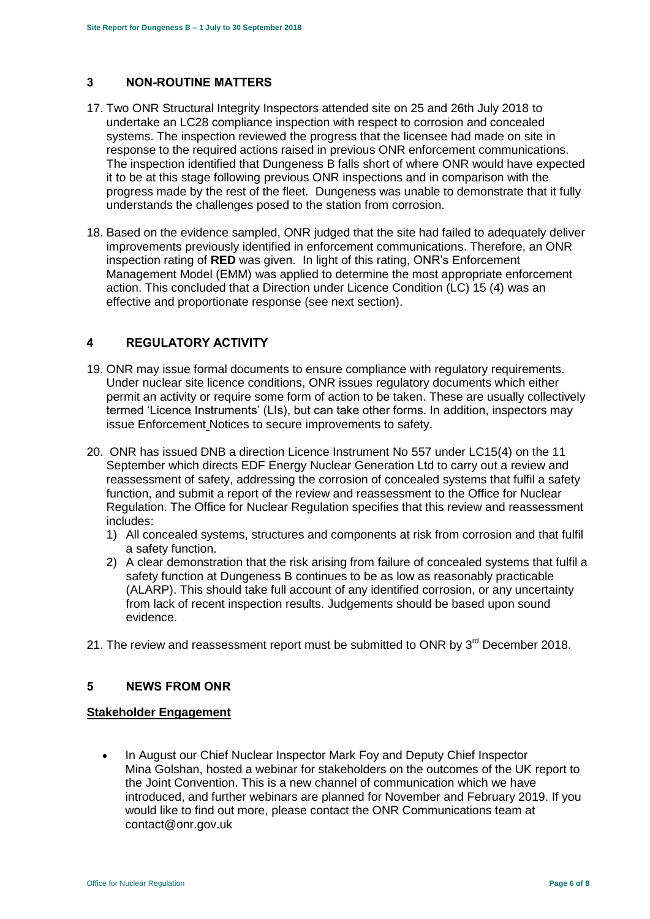## 3 NON-ROUTINE MATTERS

17. Two ONR Structural Integrity Inspectors attended site on 25 and 26th July 2018 to undertake an LC28 compliance inspection with respect to corrosion and concealed systems. The inspection reviewed the progress that the licensee had made on site in response to the required actions raised in previous ONR enforcement communications. The inspection identified that Dungeness B falls short of where ONR would have expected it to be at this stage following previous ONR inspections and in comparison with the progress made by the rest of the fleet. Dungeness was unable to demonstrate that it fully understands the challenges posed to the station from corrosion.

18. Based on the evidence sampled, ONR judged that the site had failed to adequately deliver improvements previously identified in enforcement communications. Therefore, an ONR inspection rating of **RED** was given. In light of this rating, ONR's Enforcement Management Model (EMM) was applied to determine the most appropriate enforcement action. This concluded that a Direction under Licence Condition (LC) 15 (4) was an effective and proportionate response (see next section).

## 4 REGULATORY ACTIVITY

19. ONR may issue formal documents to ensure compliance with regulatory requirements. Under nuclear site licence conditions, ONR issues regulatory documents which either permit an activity or require some form of action to be taken. These are usually collectively termed 'Licence Instruments' (LIs), but can take other forms. In addition, inspectors may issue Enforcement Notices to secure improvements to safety.

20. ONR has issued DNB a direction Licence Instrument No 557 under LC15(4) on the 11 September which directs EDF Energy Nuclear Generation Ltd to carry out a review and reassessment of safety, addressing the corrosion of concealed systems that fulfil a safety function, and submit a report of the review and reassessment to the Office for Nuclear Regulation. The Office for Nuclear Regulation specifies that this review and reassessment includes:
    1) All concealed systems, structures and components at risk from corrosion and that fulfil a safety function.
    2) A clear demonstration that the risk arising from failure of concealed systems that fulfil a safety function at Dungeness B continues to be as low as reasonably practicable (ALARP). This should take full account of any identified corrosion, or any uncertainty from lack of recent inspection results. Judgements should be based upon sound evidence.

21. The review and reassessment report must be submitted to ONR by 3rd December 2018.

## 5 NEWS FROM ONR

**Stakeholder Engagement**

- In August our Chief Nuclear Inspector Mark Foy and Deputy Chief Inspector Mina Golshan, hosted a webinar for stakeholders on the outcomes of the UK report to the Joint Convention. This is a new channel of communication which we have introduced, and further webinars are planned for November and February 2019. If you would like to find out more, please contact the ONR Communications team at contact@onr.gov.uk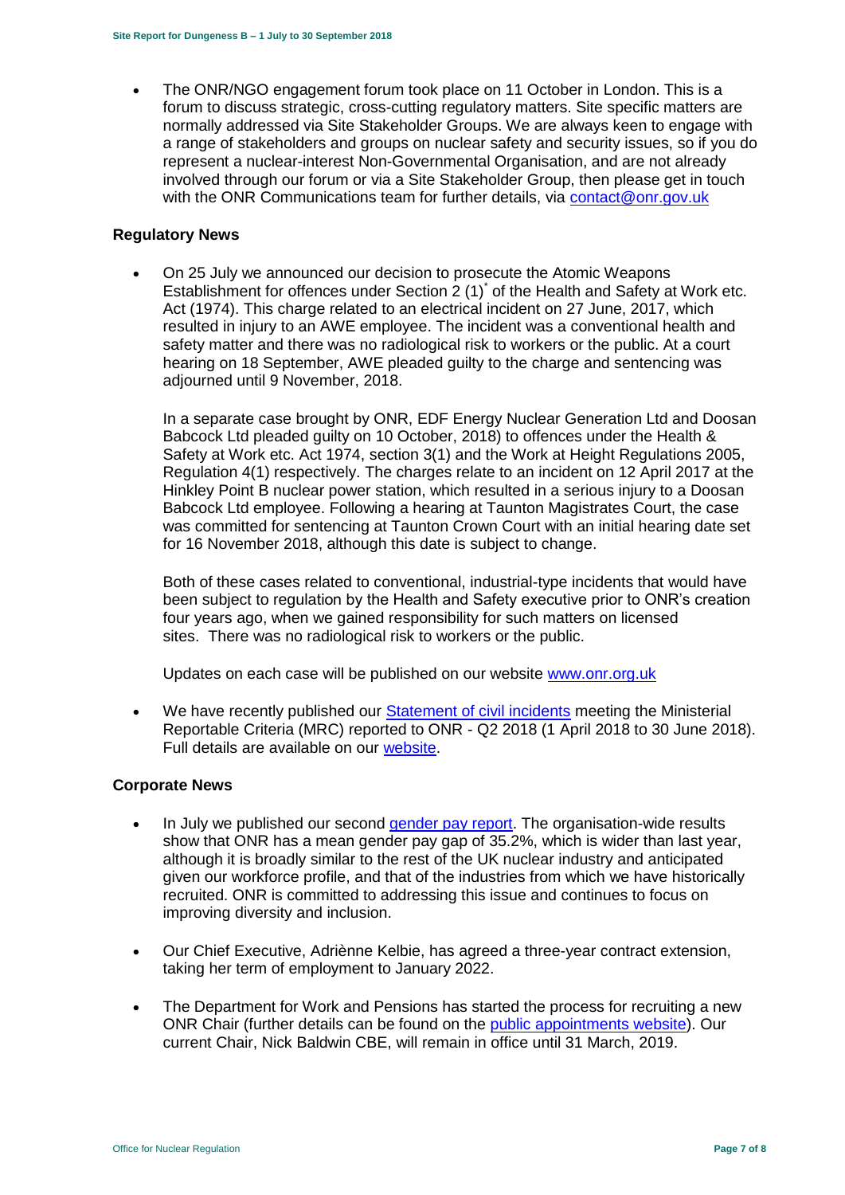- The ONR/NGO engagement forum took place on 11 October in London. This is a forum to discuss strategic, cross-cutting regulatory matters. Site specific matters are normally addressed via Site Stakeholder Groups. We are always keen to engage with a range of stakeholders and groups on nuclear safety and security issues, so if you do represent a nuclear-interest Non-Governmental Organisation, and are not already involved through our forum or via a Site Stakeholder Group, then please get in touch with the ONR Communications team for further details, via [contact@onr.gov.uk](mailto:contact@onr.gov.uk)

### Regulatory News

- On 25 July we announced our decision to prosecute the Atomic Weapons Establishment for offences under Section 2 (1)* of the Health and Safety at Work etc. Act (1974). This charge related to an electrical incident on 27 June, 2017, which resulted in injury to an AWE employee. The incident was a conventional health and safety matter and there was no radiological risk to workers or the public. At a court hearing on 18 September, AWE pleaded guilty to the charge and sentencing was adjourned until 9 November, 2018.

  In a separate case brought by ONR, EDF Energy Nuclear Generation Ltd and Doosan Babcock Ltd pleaded guilty on 10 October, 2018) to offences under the Health & Safety at Work etc. Act 1974, section 3(1) and the Work at Height Regulations 2005, Regulation 4(1) respectively. The charges relate to an incident on 12 April 2017 at the Hinkley Point B nuclear power station, which resulted in a serious injury to a Doosan Babcock Ltd employee. Following a hearing at Taunton Magistrates Court, the case was committed for sentencing at Taunton Crown Court with an initial hearing date set for 16 November 2018, although this date is subject to change.

  Both of these cases related to conventional, industrial-type incidents that would have been subject to regulation by the Health and Safety executive prior to ONR's creation four years ago, when we gained responsibility for such matters on licensed sites. There was no radiological risk to workers or the public.

  Updates on each case will be published on our website [www.onr.org.uk](http://www.onr.org.uk)

- We have recently published our [Statement of civil incidents]() meeting the Ministerial Reportable Criteria (MRC) reported to ONR - Q2 2018 (1 April 2018 to 30 June 2018). Full details are available on our [website]().

### Corporate News

- In July we published our second [gender pay report](). The organisation-wide results show that ONR has a mean gender pay gap of 35.2%, which is wider than last year, although it is broadly similar to the rest of the UK nuclear industry and anticipated given our workforce profile, and that of the industries from which we have historically recruited. ONR is committed to addressing this issue and continues to focus on improving diversity and inclusion.

- Our Chief Executive, Adriènne Kelbie, has agreed a three-year contract extension, taking her term of employment to January 2022.

- The Department for Work and Pensions has started the process for recruiting a new ONR Chair (further details can be found on the [public appointments website]()). Our current Chair, Nick Baldwin CBE, will remain in office until 31 March, 2019.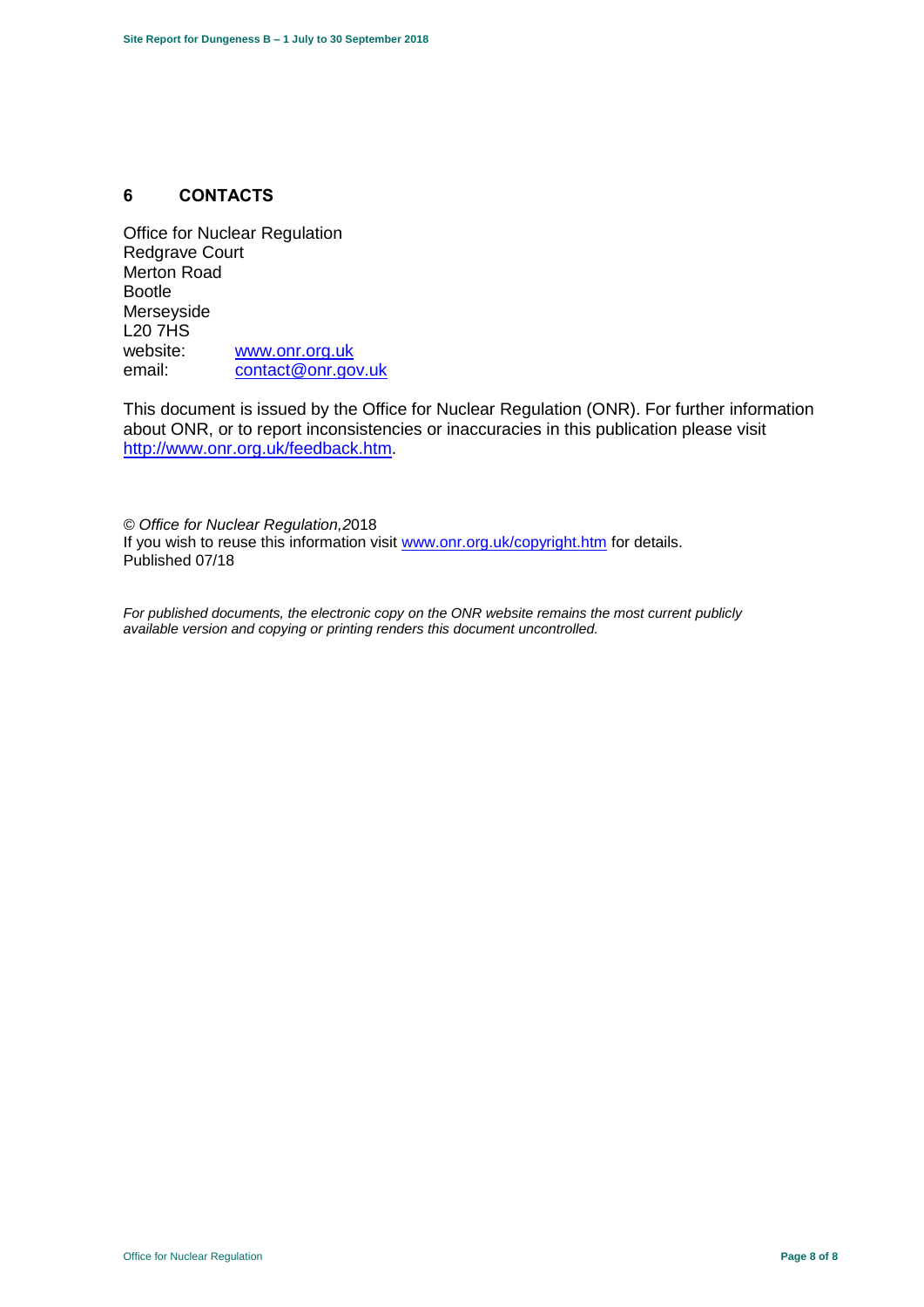## 6 CONTACTS

Office for Nuclear Regulation
Redgrave Court
Merton Road
Bootle
Merseyside
L20 7HS
website: www.onr.org.uk
email: contact@onr.gov.uk

This document is issued by the Office for Nuclear Regulation (ONR). For further information about ONR, or to report inconsistencies or inaccuracies in this publication please visit http://www.onr.org.uk/feedback.htm.

© *Office for Nuclear Regulation,*2018
If you wish to reuse this information visit www.onr.org.uk/copyright.htm for details.
Published 07/18

*For published documents, the electronic copy on the ONR website remains the most current publicly available version and copying or printing renders this document uncontrolled.*